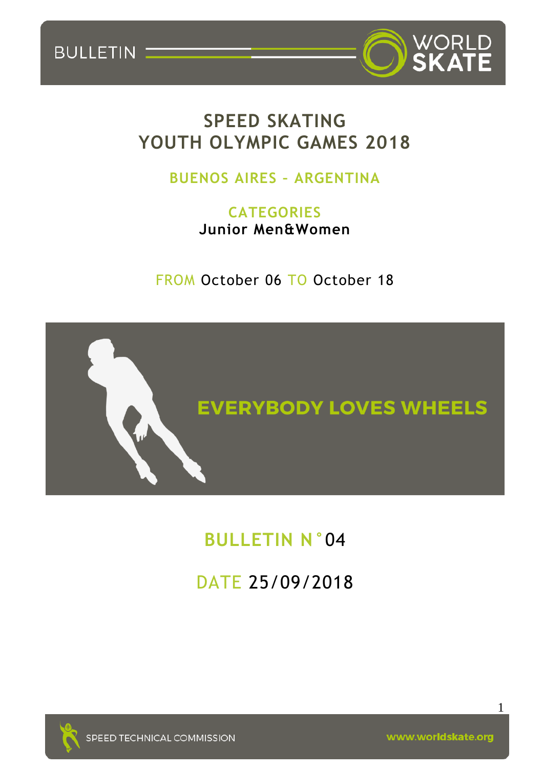BULLETIN

# SPEED SKATING
# YOUTH OLYMPIC GAMES 2018

## BUENOS AIRES – ARGENTINA

**CATEGORIES**

**Junior Men&Women**

FROM October 06 TO October 18

EVERYBODY LOVES WHEELS

## BULLETIN N°04

## DATE 25/09/2018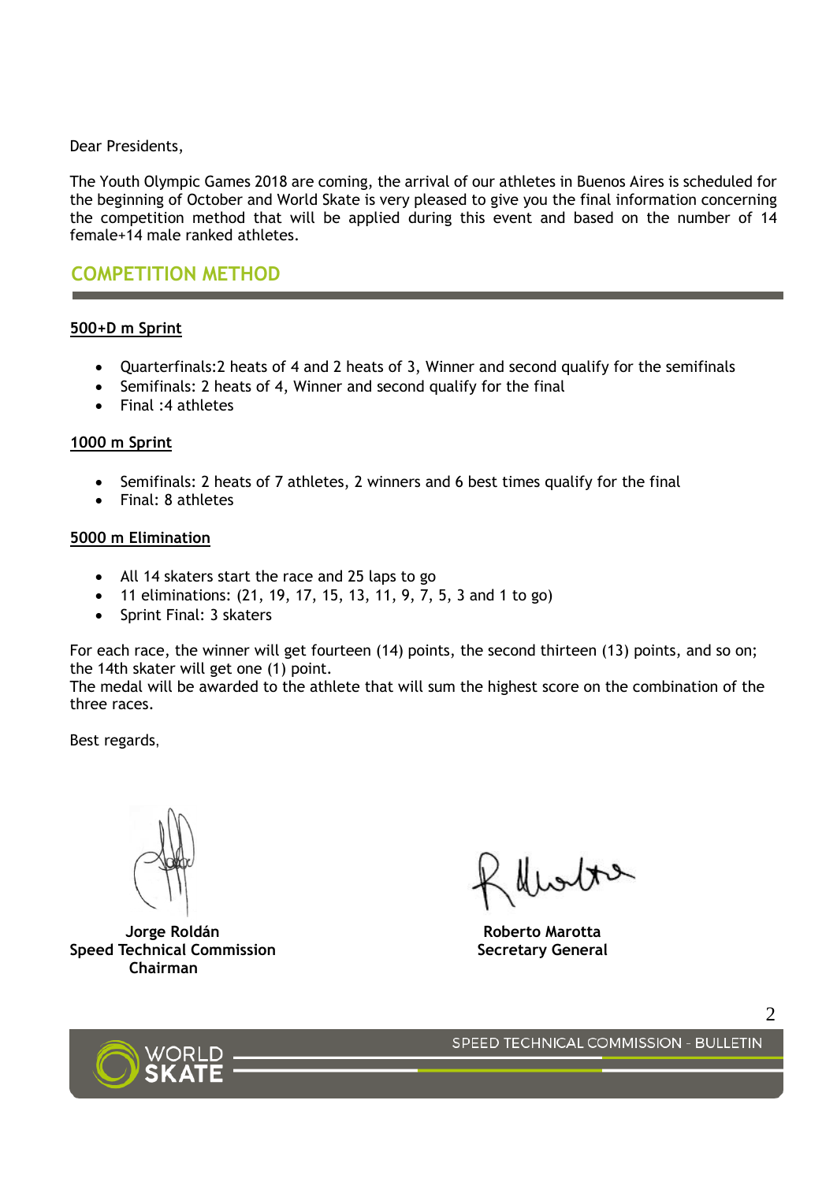Dear Presidents,

The Youth Olympic Games 2018 are coming, the arrival of our athletes in Buenos Aires is scheduled for the beginning of October and World Skate is very pleased to give you the final information concerning the competition method that will be applied during this event and based on the number of 14 female+14 male ranked athletes.

## COMPETITION METHOD

**500+D m Sprint**

- Quarterfinals:2 heats of 4 and 2 heats of 3, Winner and second qualify for the semifinals
- Semifinals: 2 heats of 4, Winner and second qualify for the final
- Final :4 athletes

**1000 m Sprint**

- Semifinals: 2 heats of 7 athletes, 2 winners and 6 best times qualify for the final
- Final: 8 athletes

**5000 m Elimination**

- All 14 skaters start the race and 25 laps to go
- 11 eliminations: (21, 19, 17, 15, 13, 11, 9, 7, 5, 3 and 1 to go)
- Sprint Final: 3 skaters

For each race, the winner will get fourteen (14) points, the second thirteen (13) points, and so on; the 14th skater will get one (1) point.
The medal will be awarded to the athlete that will sum the highest score on the combination of the three races.

Best regards,

**Jorge Roldán**
**Speed Technical Commission Chairman**

**Roberto Marotta**
**Secretary General**